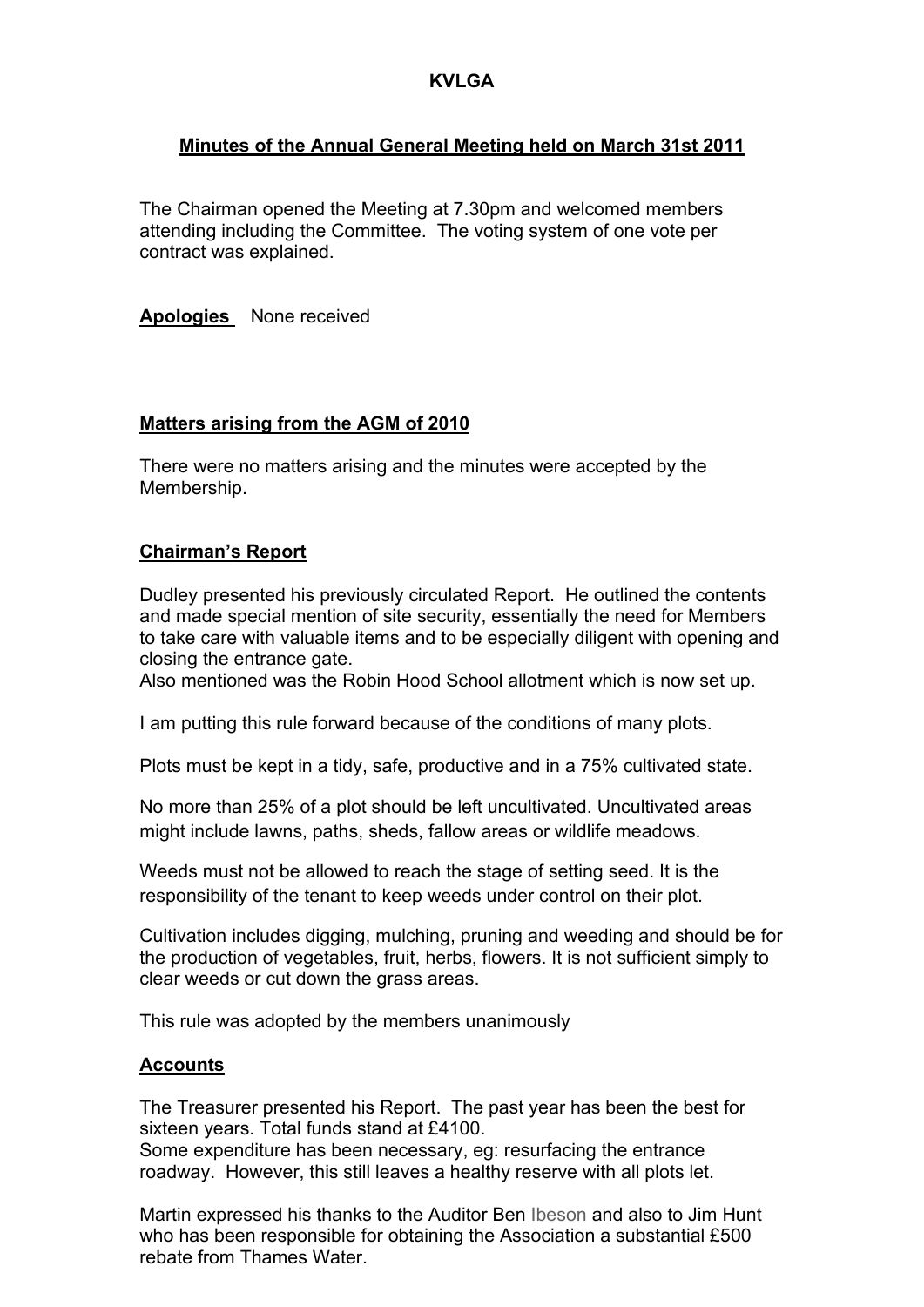# KVLGA

## Minutes of the Annual General Meeting held on March 31st 2011

The Chairman opened the Meeting at 7.30pm and welcomed members attending including the Committee. The voting system of one vote per contract was explained.

**Apologies** None received

### Matters arising from the AGM of 2010

There were no matters arising and the minutes were accepted by the Membership.

### Chairman's Report

Dudley presented his previously circulated Report. He outlined the contents and made special mention of site security, essentially the need for Members to take care with valuable items and to be especially diligent with opening and closing the entrance gate.
Also mentioned was the Robin Hood School allotment which is now set up.

I am putting this rule forward because of the conditions of many plots.

Plots must be kept in a tidy, safe, productive and in a 75% cultivated state.

No more than 25% of a plot should be left uncultivated. Uncultivated areas might include lawns, paths, sheds, fallow areas or wildlife meadows.

Weeds must not be allowed to reach the stage of setting seed. It is the responsibility of the tenant to keep weeds under control on their plot.

Cultivation includes digging, mulching, pruning and weeding and should be for the production of vegetables, fruit, herbs, flowers. It is not sufficient simply to clear weeds or cut down the grass areas.

This rule was adopted by the members unanimously

### Accounts

The Treasurer presented his Report. The past year has been the best for sixteen years. Total funds stand at £4100.
Some expenditure has been necessary, eg: resurfacing the entrance roadway. However, this still leaves a healthy reserve with all plots let.

Martin expressed his thanks to the Auditor Ben Ibeson and also to Jim Hunt who has been responsible for obtaining the Association a substantial £500 rebate from Thames Water.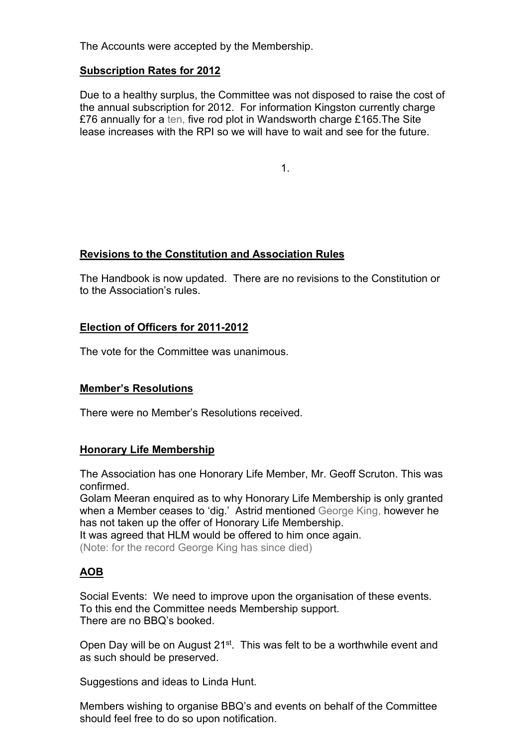The Accounts were accepted by the Membership.

**Subscription Rates for 2012**

Due to a healthy surplus, the Committee was not disposed to raise the cost of the annual subscription for 2012. For information Kingston currently charge £76 annually for a ten, five rod plot in Wandsworth charge £165.The Site lease increases with the RPI so we will have to wait and see for the future.

**Revisions to the Constitution and Association Rules**

The Handbook is now updated. There are no revisions to the Constitution or to the Association's rules.

**Election of Officers for 2011-2012**

The vote for the Committee was unanimous.

**Member's Resolutions**

There were no Member's Resolutions received.

**Honorary Life Membership**

The Association has one Honorary Life Member, Mr. Geoff Scruton. This was confirmed.
Golam Meeran enquired as to why Honorary Life Membership is only granted when a Member ceases to 'dig.' Astrid mentioned George King, however he has not taken up the offer of Honorary Life Membership.
It was agreed that HLM would be offered to him once again.
(Note: for the record George King has since died)

**AOB**

Social Events: We need to improve upon the organisation of these events. To this end the Committee needs Membership support.
There are no BBQ's booked.

Open Day will be on August 21st. This was felt to be a worthwhile event and as such should be preserved.

Suggestions and ideas to Linda Hunt.

Members wishing to organise BBQ's and events on behalf of the Committee should feel free to do so upon notification.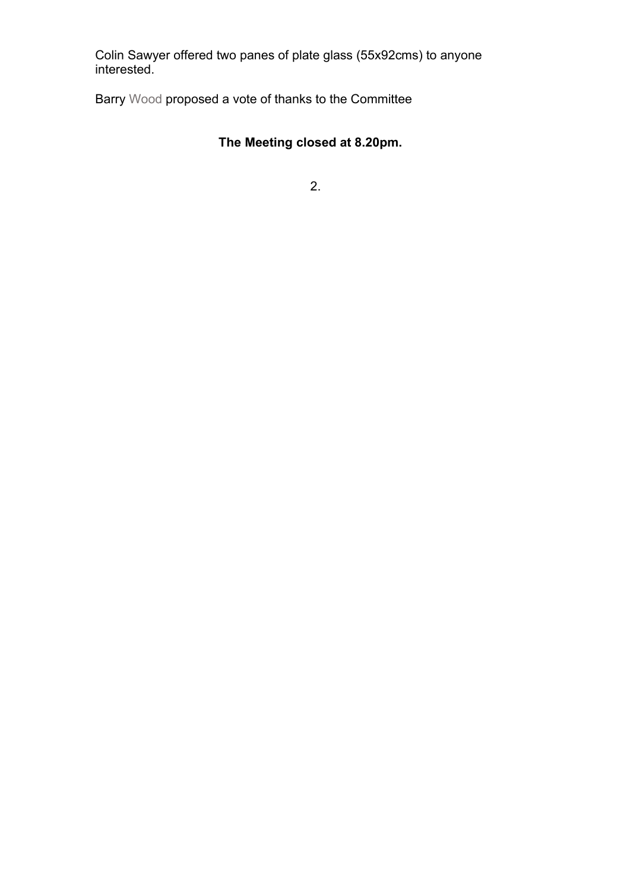Colin Sawyer offered two panes of plate glass (55x92cms) to anyone interested.

Barry Wood proposed a vote of thanks to the Committee

**The Meeting closed at 8.20pm.**